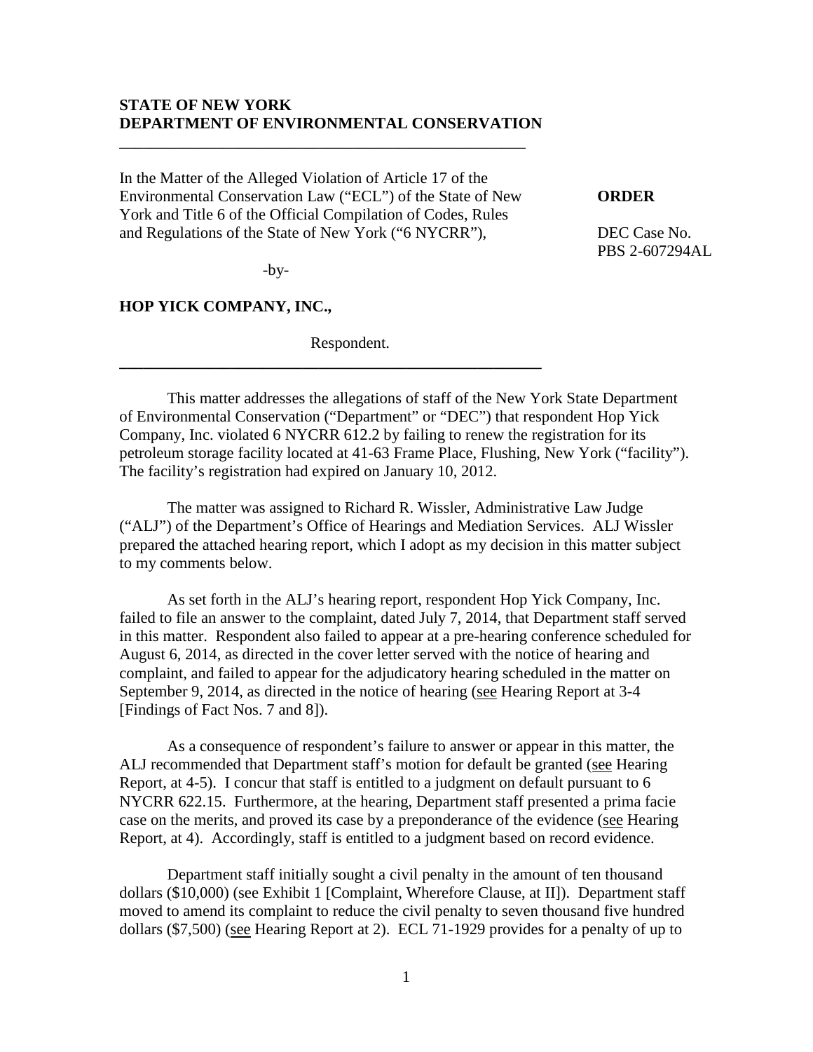**STATE OF NEW YORK**
**DEPARTMENT OF ENVIRONMENTAL CONSERVATION**

---

In the Matter of the Alleged Violation of Article 17 of the Environmental Conservation Law ("ECL") of the State of New York and Title 6 of the Official Compilation of Codes, Rules and Regulations of the State of New York ("6 NYCRR"),

-by-

**HOP YICK COMPANY, INC.,**

Respondent.

---

**ORDER**

DEC Case No.
PBS 2-607294AL

This matter addresses the allegations of staff of the New York State Department of Environmental Conservation ("Department" or "DEC") that respondent Hop Yick Company, Inc. violated 6 NYCRR 612.2 by failing to renew the registration for its petroleum storage facility located at 41-63 Frame Place, Flushing, New York ("facility"). The facility's registration had expired on January 10, 2012.

The matter was assigned to Richard R. Wissler, Administrative Law Judge ("ALJ") of the Department's Office of Hearings and Mediation Services. ALJ Wissler prepared the attached hearing report, which I adopt as my decision in this matter subject to my comments below.

As set forth in the ALJ's hearing report, respondent Hop Yick Company, Inc. failed to file an answer to the complaint, dated July 7, 2014, that Department staff served in this matter. Respondent also failed to appear at a pre-hearing conference scheduled for August 6, 2014, as directed in the cover letter served with the notice of hearing and complaint, and failed to appear for the adjudicatory hearing scheduled in the matter on September 9, 2014, as directed in the notice of hearing (see Hearing Report at 3-4 [Findings of Fact Nos. 7 and 8]).

As a consequence of respondent's failure to answer or appear in this matter, the ALJ recommended that Department staff's motion for default be granted (see Hearing Report, at 4-5). I concur that staff is entitled to a judgment on default pursuant to 6 NYCRR 622.15. Furthermore, at the hearing, Department staff presented a prima facie case on the merits, and proved its case by a preponderance of the evidence (see Hearing Report, at 4). Accordingly, staff is entitled to a judgment based on record evidence.

Department staff initially sought a civil penalty in the amount of ten thousand dollars ($10,000) (see Exhibit 1 [Complaint, Wherefore Clause, at II]). Department staff moved to amend its complaint to reduce the civil penalty to seven thousand five hundred dollars ($7,500) (see Hearing Report at 2). ECL 71-1929 provides for a penalty of up to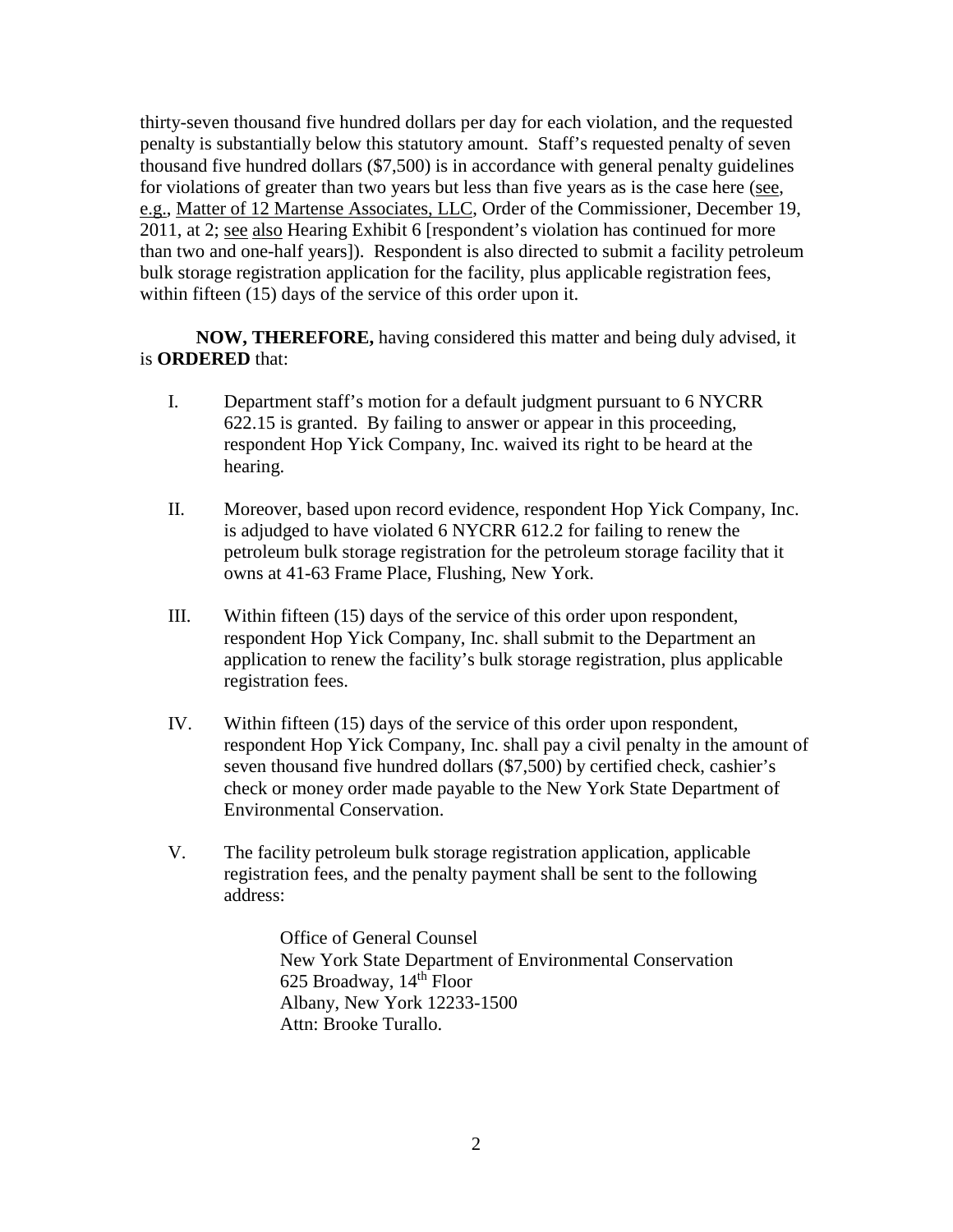thirty-seven thousand five hundred dollars per day for each violation, and the requested penalty is substantially below this statutory amount. Staff's requested penalty of seven thousand five hundred dollars ($7,500) is in accordance with general penalty guidelines for violations of greater than two years but less than five years as is the case here (see, e.g., Matter of 12 Martense Associates, LLC, Order of the Commissioner, December 19, 2011, at 2; see also Hearing Exhibit 6 [respondent's violation has continued for more than two and one-half years]). Respondent is also directed to submit a facility petroleum bulk storage registration application for the facility, plus applicable registration fees, within fifteen (15) days of the service of this order upon it.

**NOW, THEREFORE,** having considered this matter and being duly advised, it is **ORDERED** that:

I. Department staff's motion for a default judgment pursuant to 6 NYCRR 622.15 is granted. By failing to answer or appear in this proceeding, respondent Hop Yick Company, Inc. waived its right to be heard at the hearing.

II. Moreover, based upon record evidence, respondent Hop Yick Company, Inc. is adjudged to have violated 6 NYCRR 612.2 for failing to renew the petroleum bulk storage registration for the petroleum storage facility that it owns at 41-63 Frame Place, Flushing, New York.

III. Within fifteen (15) days of the service of this order upon respondent, respondent Hop Yick Company, Inc. shall submit to the Department an application to renew the facility's bulk storage registration, plus applicable registration fees.

IV. Within fifteen (15) days of the service of this order upon respondent, respondent Hop Yick Company, Inc. shall pay a civil penalty in the amount of seven thousand five hundred dollars ($7,500) by certified check, cashier's check or money order made payable to the New York State Department of Environmental Conservation.

V. The facility petroleum bulk storage registration application, applicable registration fees, and the penalty payment shall be sent to the following address:

Office of General Counsel
New York State Department of Environmental Conservation
625 Broadway, 14th Floor
Albany, New York 12233-1500
Attn: Brooke Turallo.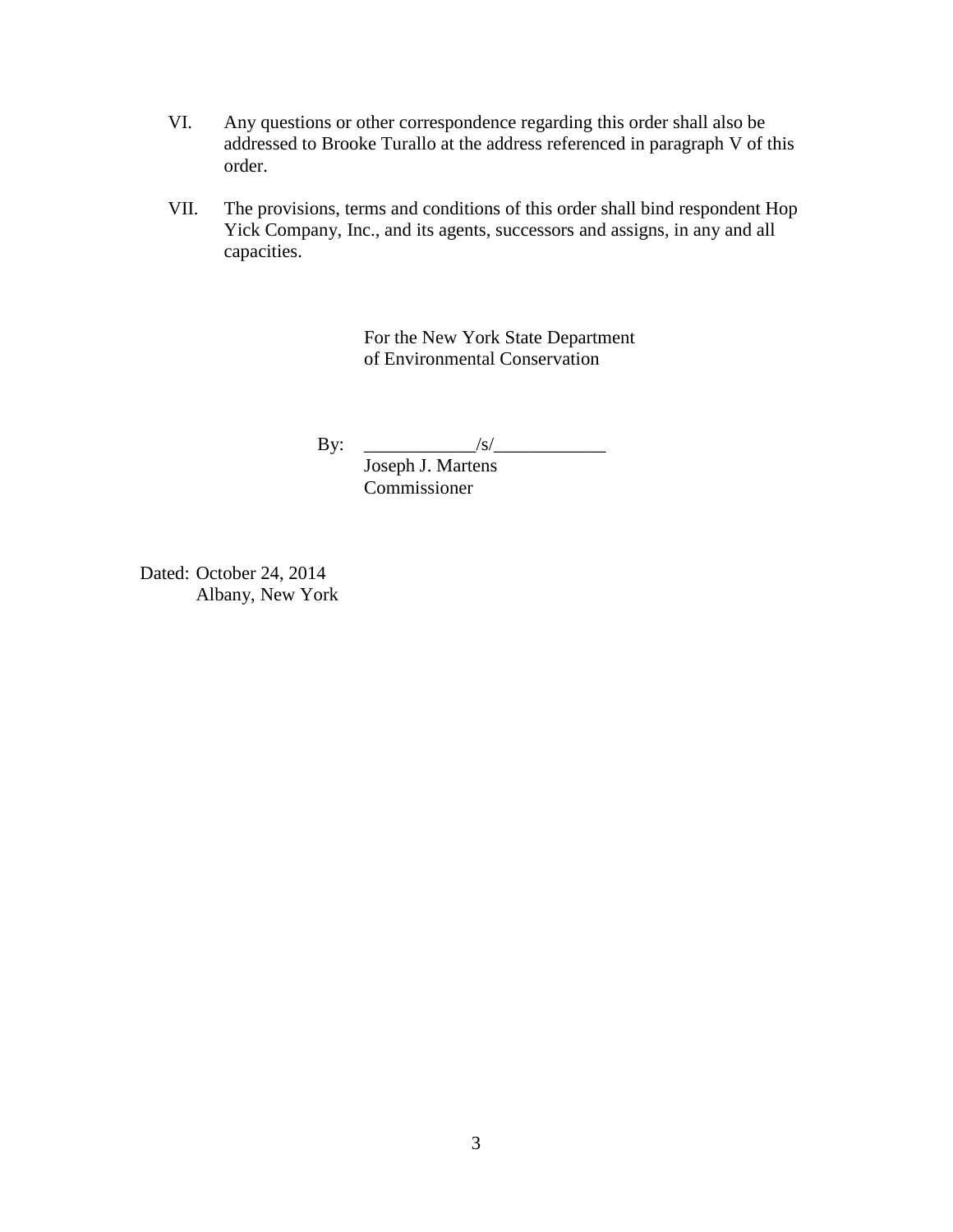VI. Any questions or other correspondence regarding this order shall also be addressed to Brooke Turallo at the address referenced in paragraph V of this order.

VII. The provisions, terms and conditions of this order shall bind respondent Hop Yick Company, Inc., and its agents, successors and assigns, in any and all capacities.

For the New York State Department of Environmental Conservation

By: ____________/s/____________
Joseph J. Martens
Commissioner

Dated: October 24, 2014
Albany, New York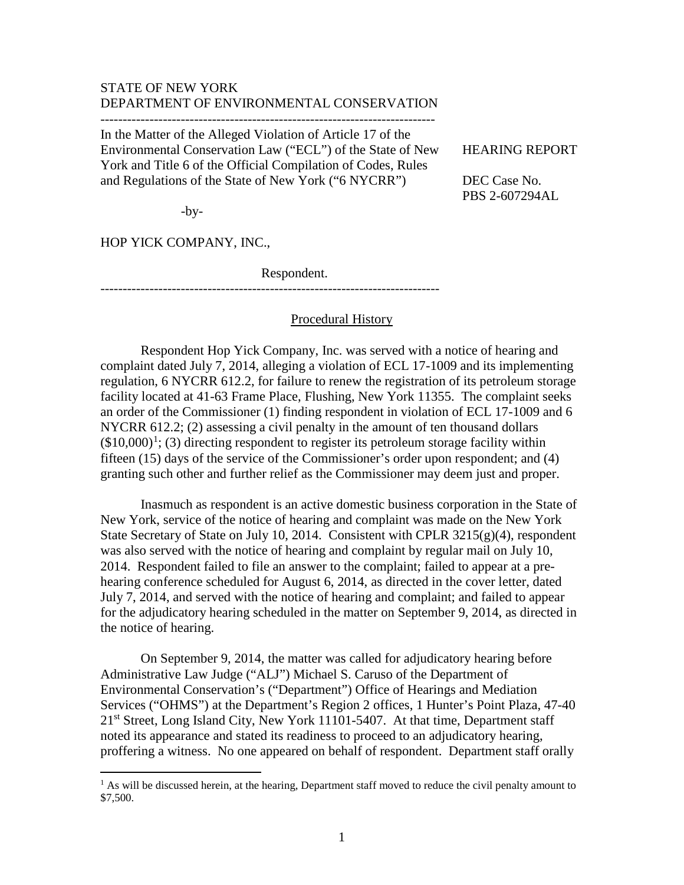STATE OF NEW YORK
DEPARTMENT OF ENVIRONMENTAL CONSERVATION

---

In the Matter of the Alleged Violation of Article 17 of the Environmental Conservation Law ("ECL") of the State of New York and Title 6 of the Official Compilation of Codes, Rules and Regulations of the State of New York ("6 NYCRR")

-by-

HOP YICK COMPANY, INC.,

Respondent.

HEARING REPORT

DEC Case No.
PBS 2-607294AL

---

## Procedural History

Respondent Hop Yick Company, Inc. was served with a notice of hearing and complaint dated July 7, 2014, alleging a violation of ECL 17-1009 and its implementing regulation, 6 NYCRR 612.2, for failure to renew the registration of its petroleum storage facility located at 41-63 Frame Place, Flushing, New York 11355. The complaint seeks an order of the Commissioner (1) finding respondent in violation of ECL 17-1009 and 6 NYCRR 612.2; (2) assessing a civil penalty in the amount of ten thousand dollars ($10,000)[1]; (3) directing respondent to register its petroleum storage facility within fifteen (15) days of the service of the Commissioner's order upon respondent; and (4) granting such other and further relief as the Commissioner may deem just and proper.

Inasmuch as respondent is an active domestic business corporation in the State of New York, service of the notice of hearing and complaint was made on the New York State Secretary of State on July 10, 2014. Consistent with CPLR 3215(g)(4), respondent was also served with the notice of hearing and complaint by regular mail on July 10, 2014. Respondent failed to file an answer to the complaint; failed to appear at a pre-hearing conference scheduled for August 6, 2014, as directed in the cover letter, dated July 7, 2014, and served with the notice of hearing and complaint; and failed to appear for the adjudicatory hearing scheduled in the matter on September 9, 2014, as directed in the notice of hearing.

On September 9, 2014, the matter was called for adjudicatory hearing before Administrative Law Judge ("ALJ") Michael S. Caruso of the Department of Environmental Conservation's ("Department") Office of Hearings and Mediation Services ("OHMS") at the Department's Region 2 offices, 1 Hunter's Point Plaza, 47-40 21st Street, Long Island City, New York 11101-5407. At that time, Department staff noted its appearance and stated its readiness to proceed to an adjudicatory hearing, proffering a witness. No one appeared on behalf of respondent. Department staff orally

---

[1] As will be discussed herein, at the hearing, Department staff moved to reduce the civil penalty amount to $7,500.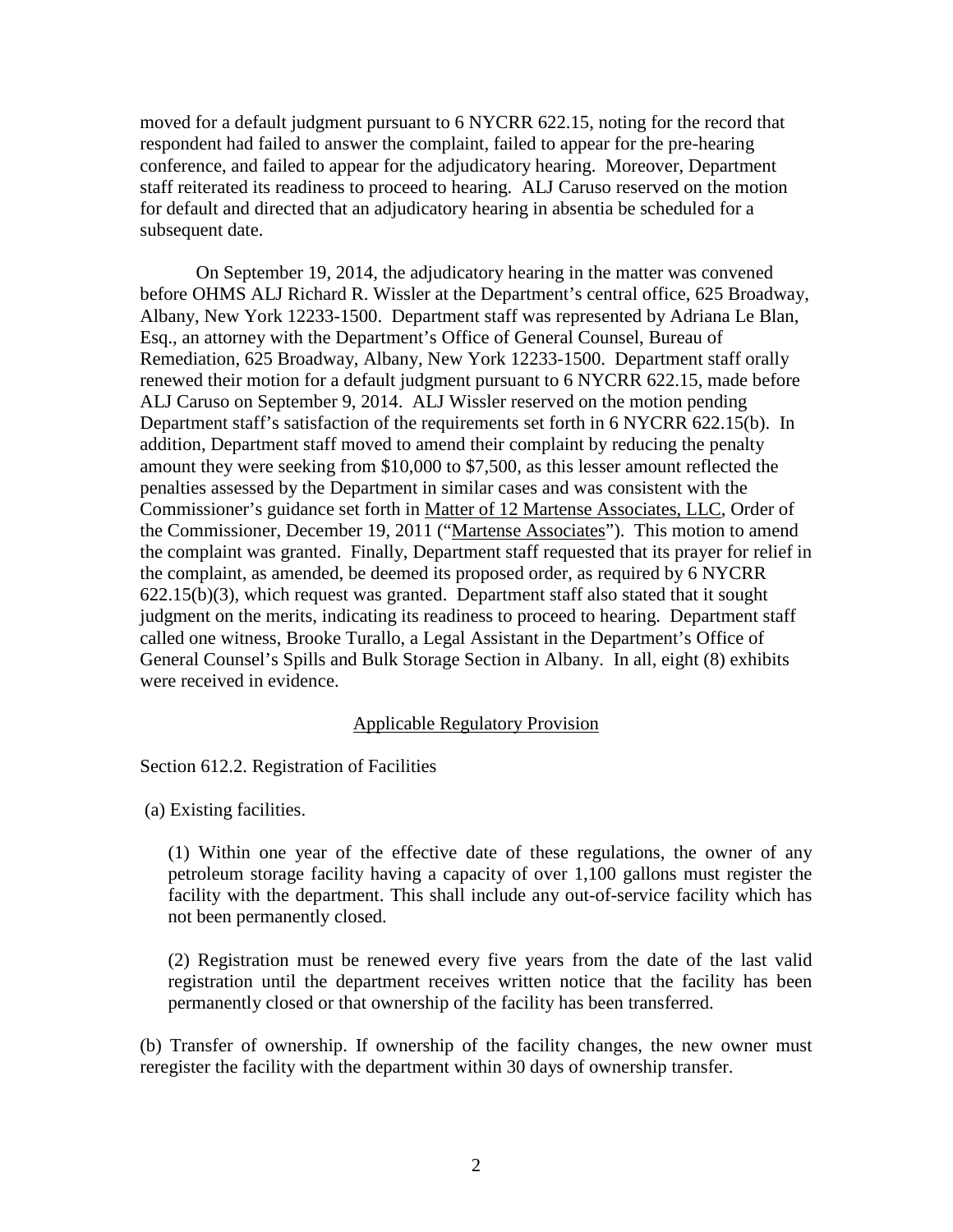moved for a default judgment pursuant to 6 NYCRR 622.15, noting for the record that respondent had failed to answer the complaint, failed to appear for the pre-hearing conference, and failed to appear for the adjudicatory hearing. Moreover, Department staff reiterated its readiness to proceed to hearing. ALJ Caruso reserved on the motion for default and directed that an adjudicatory hearing in absentia be scheduled for a subsequent date.

On September 19, 2014, the adjudicatory hearing in the matter was convened before OHMS ALJ Richard R. Wissler at the Department's central office, 625 Broadway, Albany, New York 12233-1500. Department staff was represented by Adriana Le Blan, Esq., an attorney with the Department's Office of General Counsel, Bureau of Remediation, 625 Broadway, Albany, New York 12233-1500. Department staff orally renewed their motion for a default judgment pursuant to 6 NYCRR 622.15, made before ALJ Caruso on September 9, 2014. ALJ Wissler reserved on the motion pending Department staff's satisfaction of the requirements set forth in 6 NYCRR 622.15(b). In addition, Department staff moved to amend their complaint by reducing the penalty amount they were seeking from $10,000 to $7,500, as this lesser amount reflected the penalties assessed by the Department in similar cases and was consistent with the Commissioner's guidance set forth in Matter of 12 Martense Associates, LLC, Order of the Commissioner, December 19, 2011 ("Martense Associates"). This motion to amend the complaint was granted. Finally, Department staff requested that its prayer for relief in the complaint, as amended, be deemed its proposed order, as required by 6 NYCRR 622.15(b)(3), which request was granted. Department staff also stated that it sought judgment on the merits, indicating its readiness to proceed to hearing. Department staff called one witness, Brooke Turallo, a Legal Assistant in the Department's Office of General Counsel's Spills and Bulk Storage Section in Albany. In all, eight (8) exhibits were received in evidence.

## Applicable Regulatory Provision

Section 612.2. Registration of Facilities

(a) Existing facilities.

> (1) Within one year of the effective date of these regulations, the owner of any petroleum storage facility having a capacity of over 1,100 gallons must register the facility with the department. This shall include any out-of-service facility which has not been permanently closed.
>
> (2) Registration must be renewed every five years from the date of the last valid registration until the department receives written notice that the facility has been permanently closed or that ownership of the facility has been transferred.

(b) Transfer of ownership. If ownership of the facility changes, the new owner must reregister the facility with the department within 30 days of ownership transfer.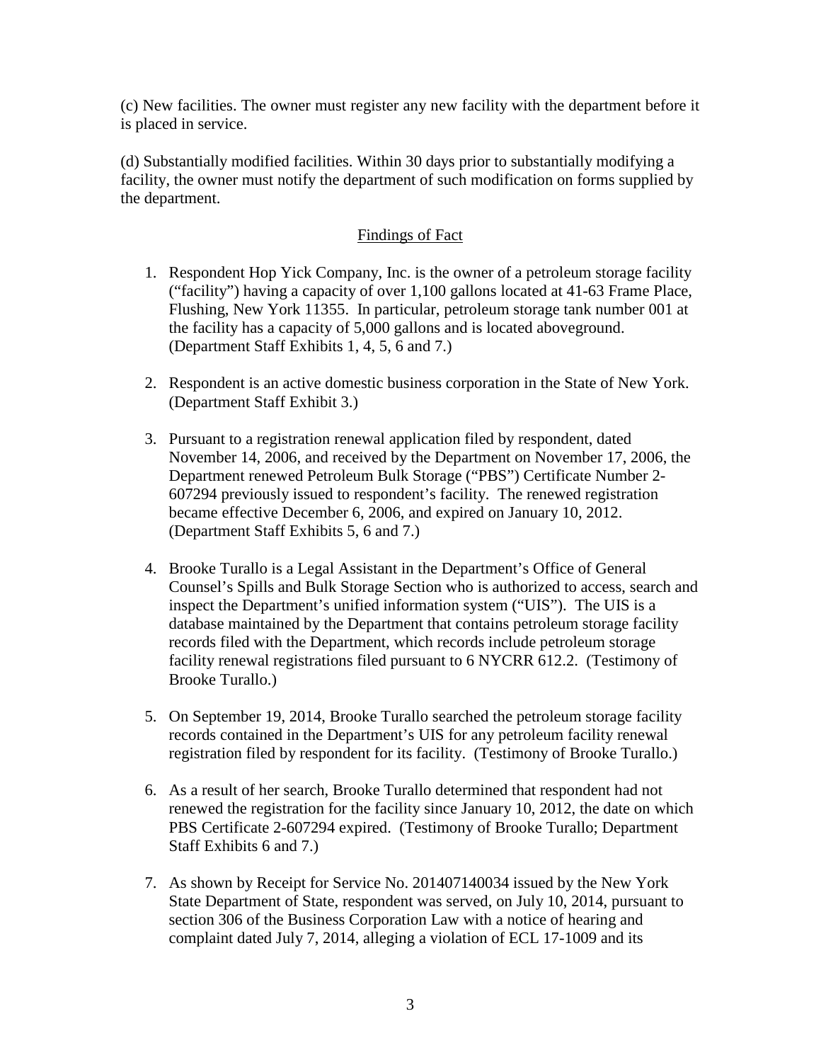(c) New facilities. The owner must register any new facility with the department before it is placed in service.

(d) Substantially modified facilities. Within 30 days prior to substantially modifying a facility, the owner must notify the department of such modification on forms supplied by the department.

## Findings of Fact

1. Respondent Hop Yick Company, Inc. is the owner of a petroleum storage facility ("facility") having a capacity of over 1,100 gallons located at 41-63 Frame Place, Flushing, New York 11355. In particular, petroleum storage tank number 001 at the facility has a capacity of 5,000 gallons and is located aboveground. (Department Staff Exhibits 1, 4, 5, 6 and 7.)

2. Respondent is an active domestic business corporation in the State of New York. (Department Staff Exhibit 3.)

3. Pursuant to a registration renewal application filed by respondent, dated November 14, 2006, and received by the Department on November 17, 2006, the Department renewed Petroleum Bulk Storage ("PBS") Certificate Number 2-607294 previously issued to respondent's facility. The renewed registration became effective December 6, 2006, and expired on January 10, 2012. (Department Staff Exhibits 5, 6 and 7.)

4. Brooke Turallo is a Legal Assistant in the Department's Office of General Counsel's Spills and Bulk Storage Section who is authorized to access, search and inspect the Department's unified information system ("UIS"). The UIS is a database maintained by the Department that contains petroleum storage facility records filed with the Department, which records include petroleum storage facility renewal registrations filed pursuant to 6 NYCRR 612.2. (Testimony of Brooke Turallo.)

5. On September 19, 2014, Brooke Turallo searched the petroleum storage facility records contained in the Department's UIS for any petroleum facility renewal registration filed by respondent for its facility. (Testimony of Brooke Turallo.)

6. As a result of her search, Brooke Turallo determined that respondent had not renewed the registration for the facility since January 10, 2012, the date on which PBS Certificate 2-607294 expired. (Testimony of Brooke Turallo; Department Staff Exhibits 6 and 7.)

7. As shown by Receipt for Service No. 201407140034 issued by the New York State Department of State, respondent was served, on July 10, 2014, pursuant to section 306 of the Business Corporation Law with a notice of hearing and complaint dated July 7, 2014, alleging a violation of ECL 17-1009 and its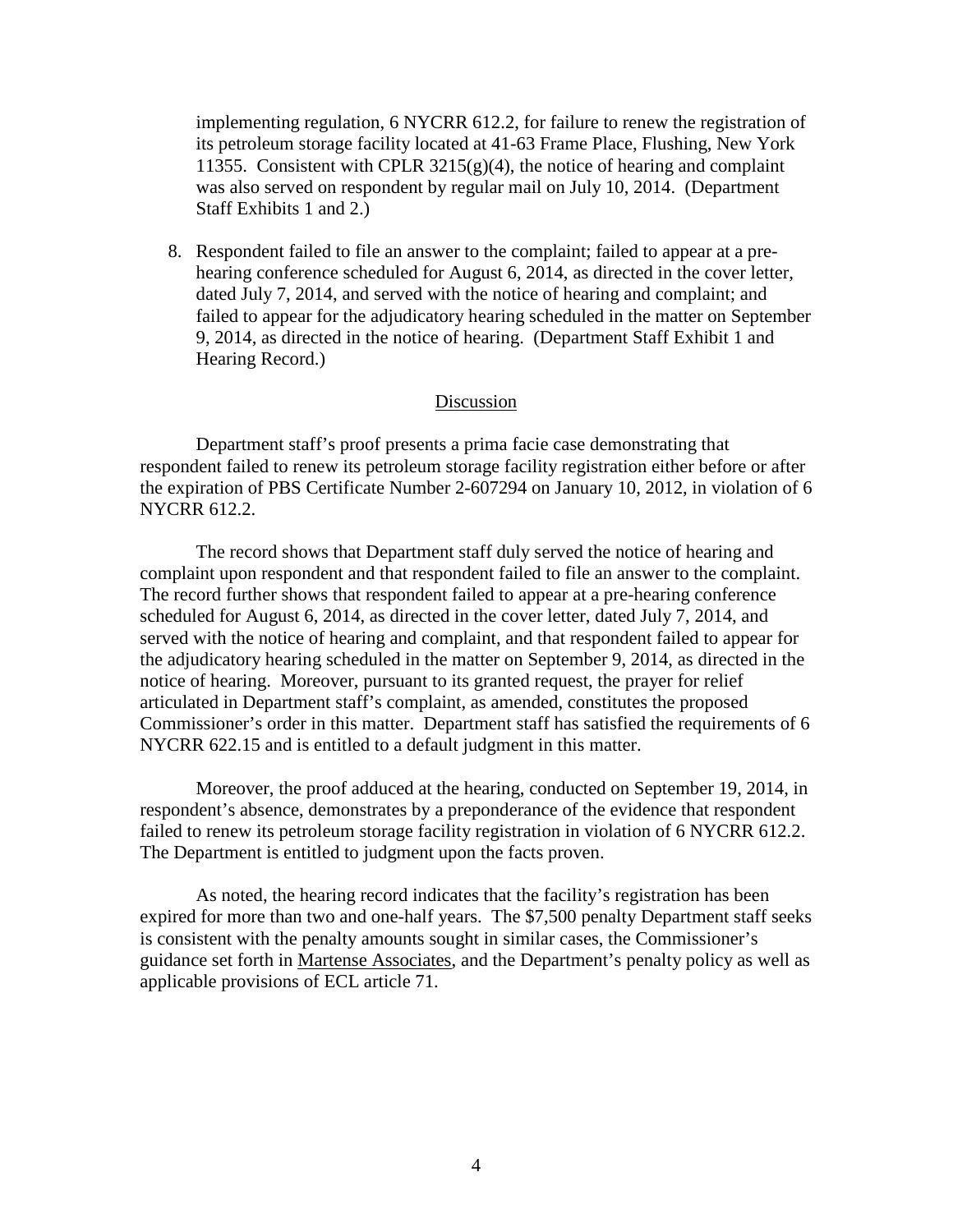implementing regulation, 6 NYCRR 612.2, for failure to renew the registration of its petroleum storage facility located at 41-63 Frame Place, Flushing, New York 11355. Consistent with CPLR 3215(g)(4), the notice of hearing and complaint was also served on respondent by regular mail on July 10, 2014. (Department Staff Exhibits 1 and 2.)

8. Respondent failed to file an answer to the complaint; failed to appear at a pre-hearing conference scheduled for August 6, 2014, as directed in the cover letter, dated July 7, 2014, and served with the notice of hearing and complaint; and failed to appear for the adjudicatory hearing scheduled in the matter on September 9, 2014, as directed in the notice of hearing. (Department Staff Exhibit 1 and Hearing Record.)

## Discussion

Department staff's proof presents a prima facie case demonstrating that respondent failed to renew its petroleum storage facility registration either before or after the expiration of PBS Certificate Number 2-607294 on January 10, 2012, in violation of 6 NYCRR 612.2.

The record shows that Department staff duly served the notice of hearing and complaint upon respondent and that respondent failed to file an answer to the complaint. The record further shows that respondent failed to appear at a pre-hearing conference scheduled for August 6, 2014, as directed in the cover letter, dated July 7, 2014, and served with the notice of hearing and complaint, and that respondent failed to appear for the adjudicatory hearing scheduled in the matter on September 9, 2014, as directed in the notice of hearing. Moreover, pursuant to its granted request, the prayer for relief articulated in Department staff's complaint, as amended, constitutes the proposed Commissioner's order in this matter. Department staff has satisfied the requirements of 6 NYCRR 622.15 and is entitled to a default judgment in this matter.

Moreover, the proof adduced at the hearing, conducted on September 19, 2014, in respondent's absence, demonstrates by a preponderance of the evidence that respondent failed to renew its petroleum storage facility registration in violation of 6 NYCRR 612.2. The Department is entitled to judgment upon the facts proven.

As noted, the hearing record indicates that the facility's registration has been expired for more than two and one-half years. The $7,500 penalty Department staff seeks is consistent with the penalty amounts sought in similar cases, the Commissioner's guidance set forth in Martense Associates, and the Department's penalty policy as well as applicable provisions of ECL article 71.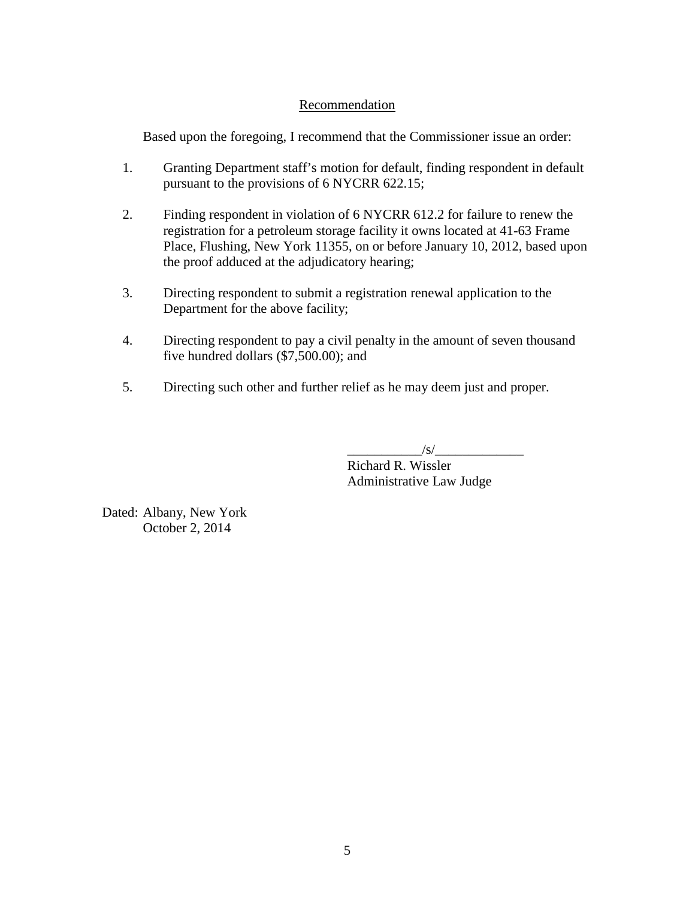## Recommendation

Based upon the foregoing, I recommend that the Commissioner issue an order:

1. Granting Department staff's motion for default, finding respondent in default pursuant to the provisions of 6 NYCRR 622.15;

2. Finding respondent in violation of 6 NYCRR 612.2 for failure to renew the registration for a petroleum storage facility it owns located at 41-63 Frame Place, Flushing, New York 11355, on or before January 10, 2012, based upon the proof adduced at the adjudicatory hearing;

3. Directing respondent to submit a registration renewal application to the Department for the above facility;

4. Directing respondent to pay a civil penalty in the amount of seven thousand five hundred dollars ($7,500.00); and

5. Directing such other and further relief as he may deem just and proper.

___________/s/_____________
Richard R. Wissler
Administrative Law Judge

Dated: Albany, New York
October 2, 2014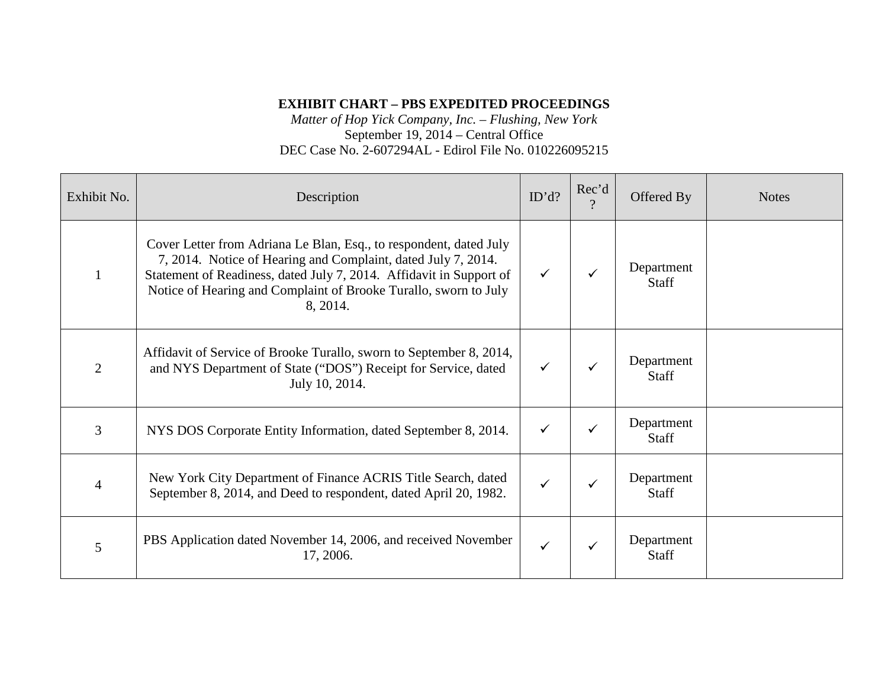**EXHIBIT CHART – PBS EXPEDITED PROCEEDINGS**

*Matter of Hop Yick Company, Inc. – Flushing, New York*

September 19, 2014 – Central Office

DEC Case No. 2-607294AL - Edirol File No. 010226095215

| Exhibit No. | Description | ID'd? | Rec'd? | Offered By | Notes |
|---|---|---|---|---|---|
| 1 | Cover Letter from Adriana Le Blan, Esq., to respondent, dated July 7, 2014. Notice of Hearing and Complaint, dated July 7, 2014. Statement of Readiness, dated July 7, 2014. Affidavit in Support of Notice of Hearing and Complaint of Brooke Turallo, sworn to July 8, 2014. | ✓ | ✓ | Department Staff | |
| 2 | Affidavit of Service of Brooke Turallo, sworn to September 8, 2014, and NYS Department of State ("DOS") Receipt for Service, dated July 10, 2014. | ✓ | ✓ | Department Staff | |
| 3 | NYS DOS Corporate Entity Information, dated September 8, 2014. | ✓ | ✓ | Department Staff | |
| 4 | New York City Department of Finance ACRIS Title Search, dated September 8, 2014, and Deed to respondent, dated April 20, 1982. | ✓ | ✓ | Department Staff | |
| 5 | PBS Application dated November 14, 2006, and received November 17, 2006. | ✓ | ✓ | Department Staff | |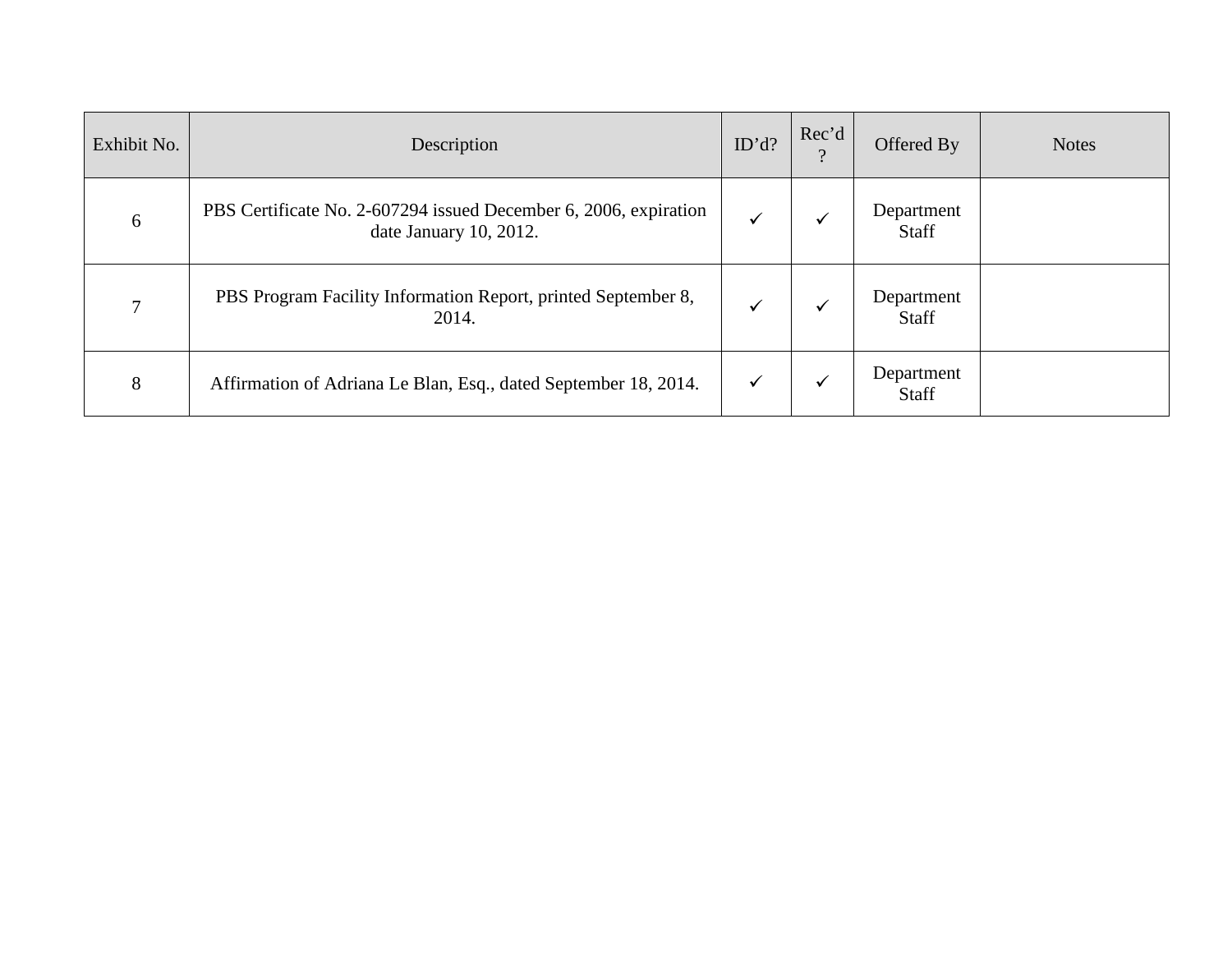| Exhibit No. | Description | ID'd? | Rec'd? | Offered By | Notes |
| --- | --- | --- | --- | --- | --- |
| 6 | PBS Certificate No. 2-607294 issued December 6, 2006, expiration date January 10, 2012. | ✓ | ✓ | Department Staff | |
| 7 | PBS Program Facility Information Report, printed September 8, 2014. | ✓ | ✓ | Department Staff | |
| 8 | Affirmation of Adriana Le Blan, Esq., dated September 18, 2014. | ✓ | ✓ | Department Staff | |